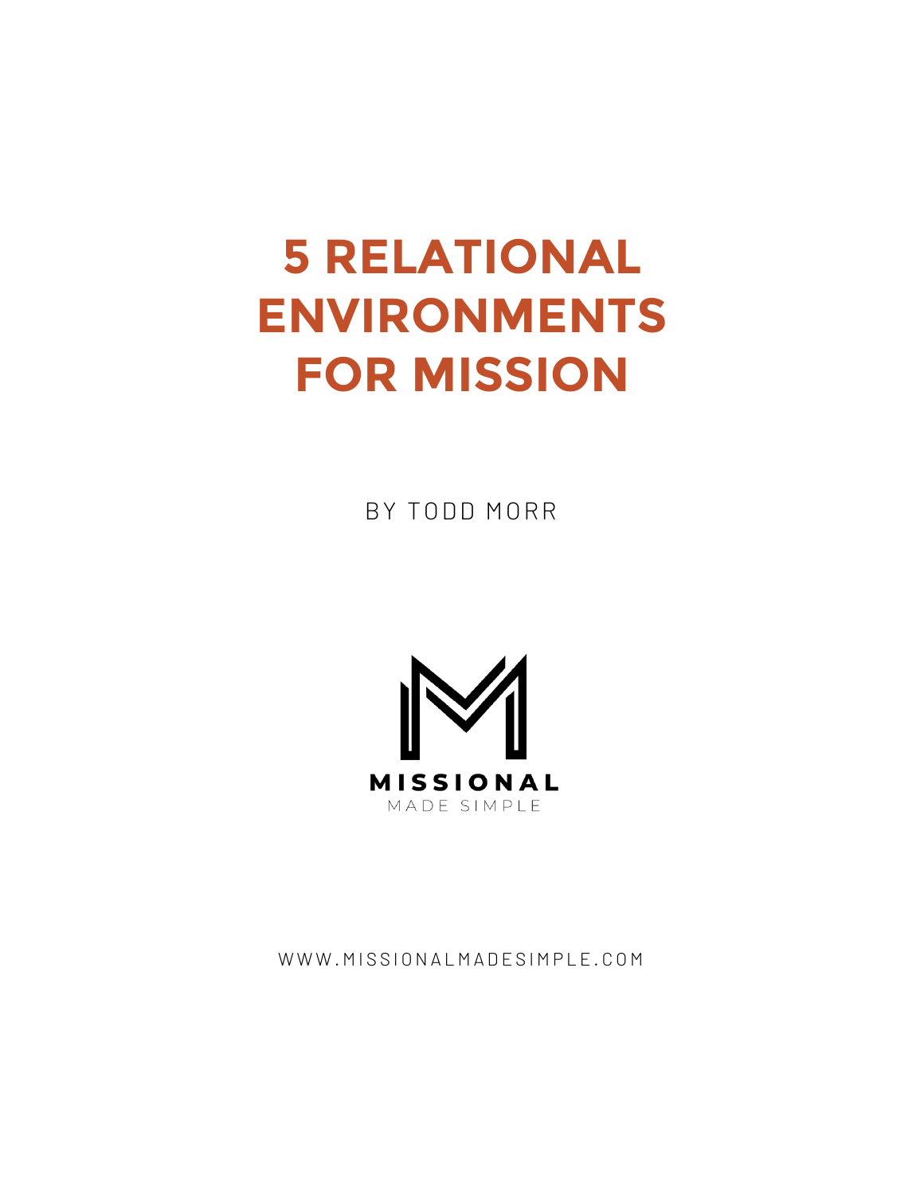# 5 RELATIONAL ENVIRONMENTS FOR MISSION

BY TODD MORR

MISSIONAL

MADE SIMPLE

WWW.MISSIONALMADESIMPLE.COM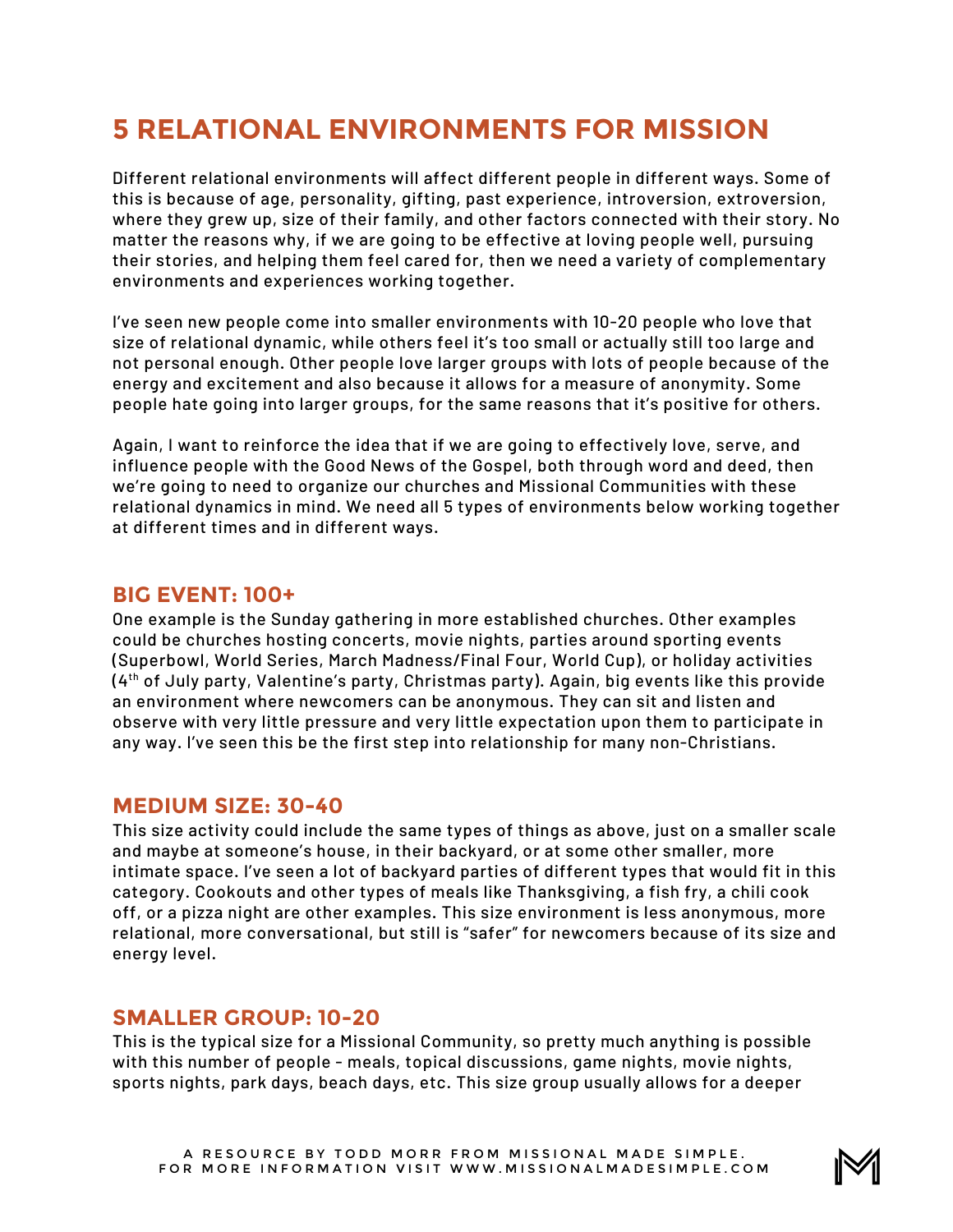# 5 RELATIONAL ENVIRONMENTS FOR MISSION

Different relational environments will affect different people in different ways. Some of this is because of age, personality, gifting, past experience, introversion, extroversion, where they grew up, size of their family, and other factors connected with their story. No matter the reasons why, if we are going to be effective at loving people well, pursuing their stories, and helping them feel cared for, then we need a variety of complementary environments and experiences working together.

I've seen new people come into smaller environments with 10-20 people who love that size of relational dynamic, while others feel it's too small or actually still too large and not personal enough. Other people love larger groups with lots of people because of the energy and excitement and also because it allows for a measure of anonymity. Some people hate going into larger groups, for the same reasons that it's positive for others.

Again, I want to reinforce the idea that if we are going to effectively love, serve, and influence people with the Good News of the Gospel, both through word and deed, then we're going to need to organize our churches and Missional Communities with these relational dynamics in mind. We need all 5 types of environments below working together at different times and in different ways.

## BIG EVENT: 100+

One example is the Sunday gathering in more established churches. Other examples could be churches hosting concerts, movie nights, parties around sporting events (Superbowl, World Series, March Madness/Final Four, World Cup), or holiday activities (4th of July party, Valentine's party, Christmas party). Again, big events like this provide an environment where newcomers can be anonymous. They can sit and listen and observe with very little pressure and very little expectation upon them to participate in any way. I've seen this be the first step into relationship for many non-Christians.

## MEDIUM SIZE: 30-40

This size activity could include the same types of things as above, just on a smaller scale and maybe at someone's house, in their backyard, or at some other smaller, more intimate space. I've seen a lot of backyard parties of different types that would fit in this category. Cookouts and other types of meals like Thanksgiving, a fish fry, a chili cook off, or a pizza night are other examples. This size environment is less anonymous, more relational, more conversational, but still is "safer" for newcomers because of its size and energy level.

## SMALLER GROUP: 10-20

This is the typical size for a Missional Community, so pretty much anything is possible with this number of people - meals, topical discussions, game nights, movie nights, sports nights, park days, beach days, etc. This size group usually allows for a deeper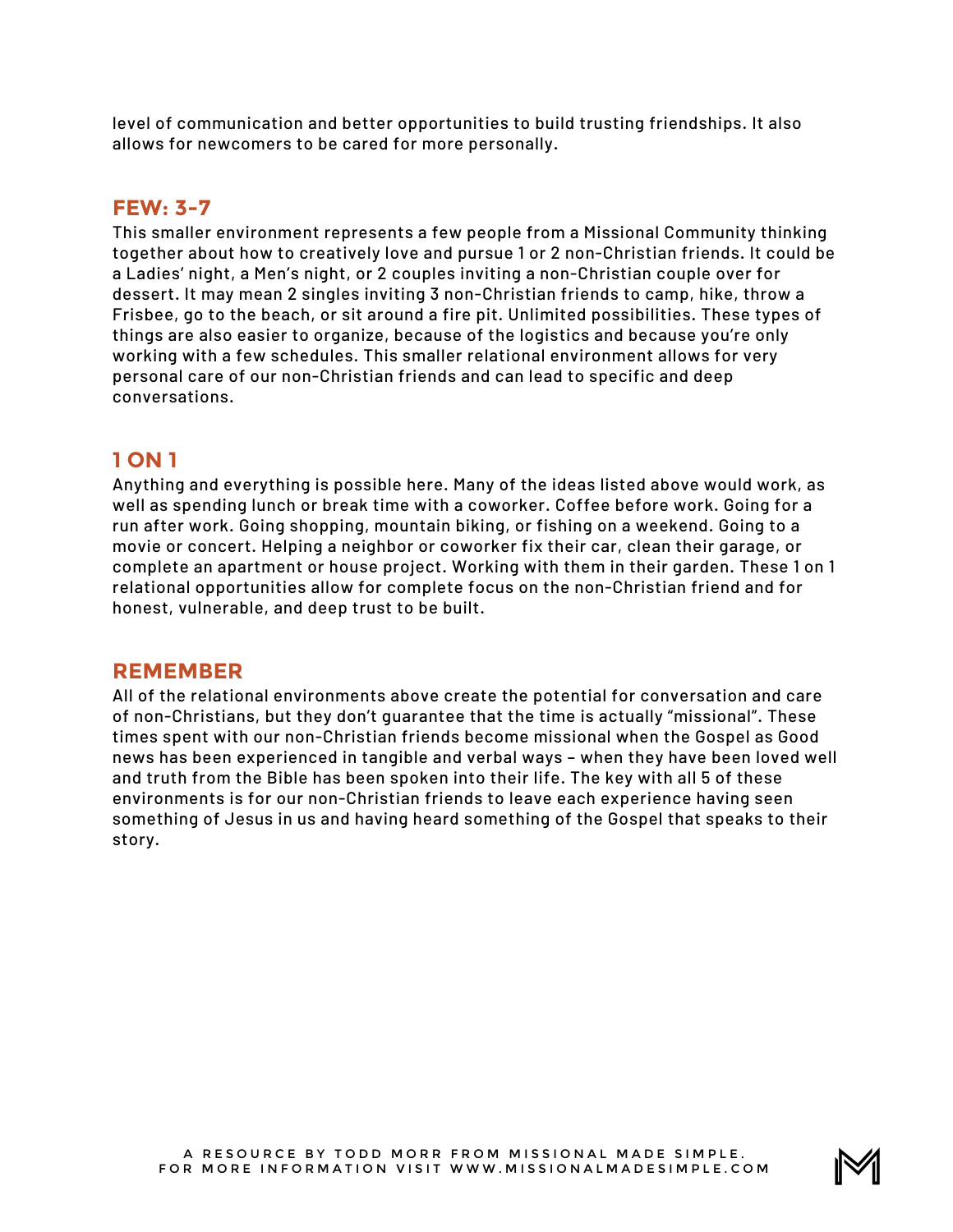level of communication and better opportunities to build trusting friendships. It also allows for newcomers to be cared for more personally.

## FEW: 3-7

This smaller environment represents a few people from a Missional Community thinking together about how to creatively love and pursue 1 or 2 non-Christian friends. It could be a Ladies' night, a Men's night, or 2 couples inviting a non-Christian couple over for dessert. It may mean 2 singles inviting 3 non-Christian friends to camp, hike, throw a Frisbee, go to the beach, or sit around a fire pit. Unlimited possibilities. These types of things are also easier to organize, because of the logistics and because you're only working with a few schedules. This smaller relational environment allows for very personal care of our non-Christian friends and can lead to specific and deep conversations.

## 1 ON 1

Anything and everything is possible here. Many of the ideas listed above would work, as well as spending lunch or break time with a coworker. Coffee before work. Going for a run after work. Going shopping, mountain biking, or fishing on a weekend. Going to a movie or concert. Helping a neighbor or coworker fix their car, clean their garage, or complete an apartment or house project. Working with them in their garden. These 1 on 1 relational opportunities allow for complete focus on the non-Christian friend and for honest, vulnerable, and deep trust to be built.

## REMEMBER

All of the relational environments above create the potential for conversation and care of non-Christians, but they don't guarantee that the time is actually "missional". These times spent with our non-Christian friends become missional when the Gospel as Good news has been experienced in tangible and verbal ways – when they have been loved well and truth from the Bible has been spoken into their life. The key with all 5 of these environments is for our non-Christian friends to leave each experience having seen something of Jesus in us and having heard something of the Gospel that speaks to their story.